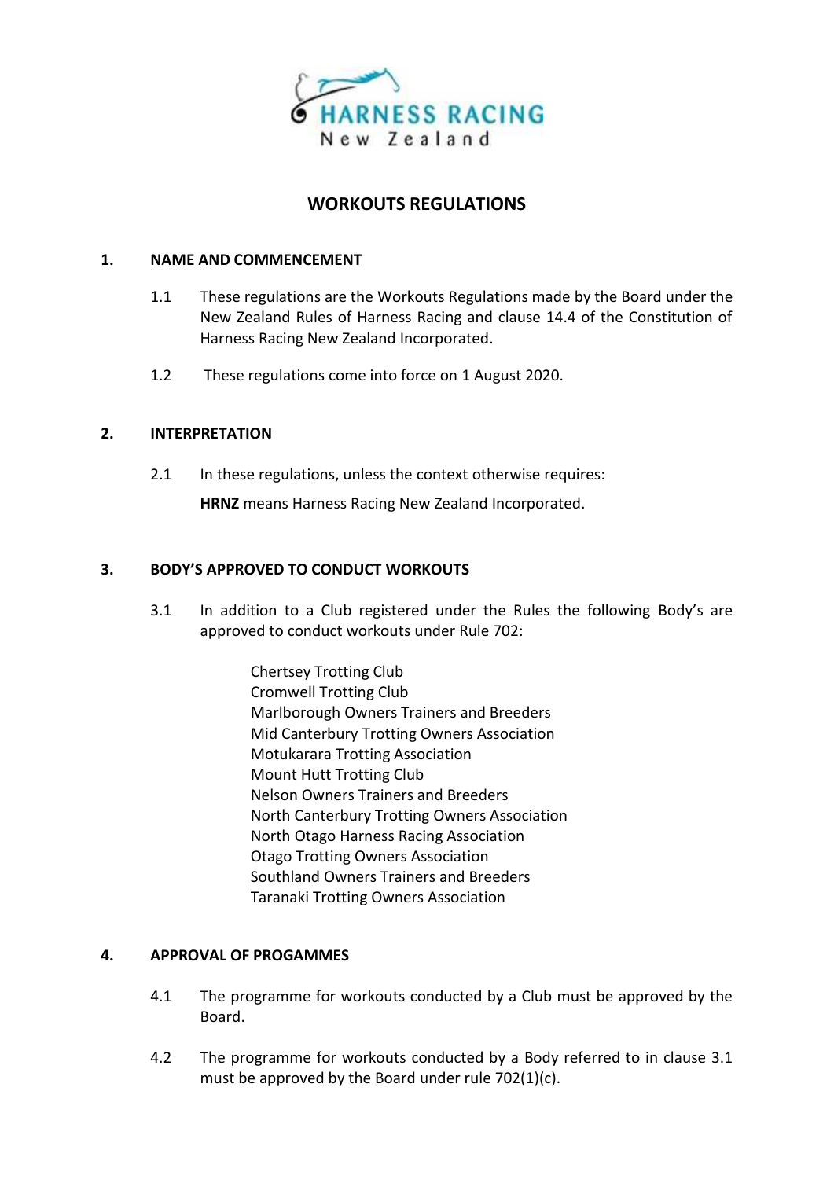HARNESS RACING
New Zealand

# WORKOUTS REGULATIONS

## 1. NAME AND COMMENCEMENT

1.1 These regulations are the Workouts Regulations made by the Board under the New Zealand Rules of Harness Racing and clause 14.4 of the Constitution of Harness Racing New Zealand Incorporated.

1.2 These regulations come into force on 1 August 2020.

## 2. INTERPRETATION

2.1 In these regulations, unless the context otherwise requires:

**HRNZ** means Harness Racing New Zealand Incorporated.

## 3. BODY'S APPROVED TO CONDUCT WORKOUTS

3.1 In addition to a Club registered under the Rules the following Body's are approved to conduct workouts under Rule 702:

Chertsey Trotting Club
Cromwell Trotting Club
Marlborough Owners Trainers and Breeders
Mid Canterbury Trotting Owners Association
Motukarara Trotting Association
Mount Hutt Trotting Club
Nelson Owners Trainers and Breeders
North Canterbury Trotting Owners Association
North Otago Harness Racing Association
Otago Trotting Owners Association
Southland Owners Trainers and Breeders
Taranaki Trotting Owners Association

## 4. APPROVAL OF PROGAMMES

4.1 The programme for workouts conducted by a Club must be approved by the Board.

4.2 The programme for workouts conducted by a Body referred to in clause 3.1 must be approved by the Board under rule 702(1)(c).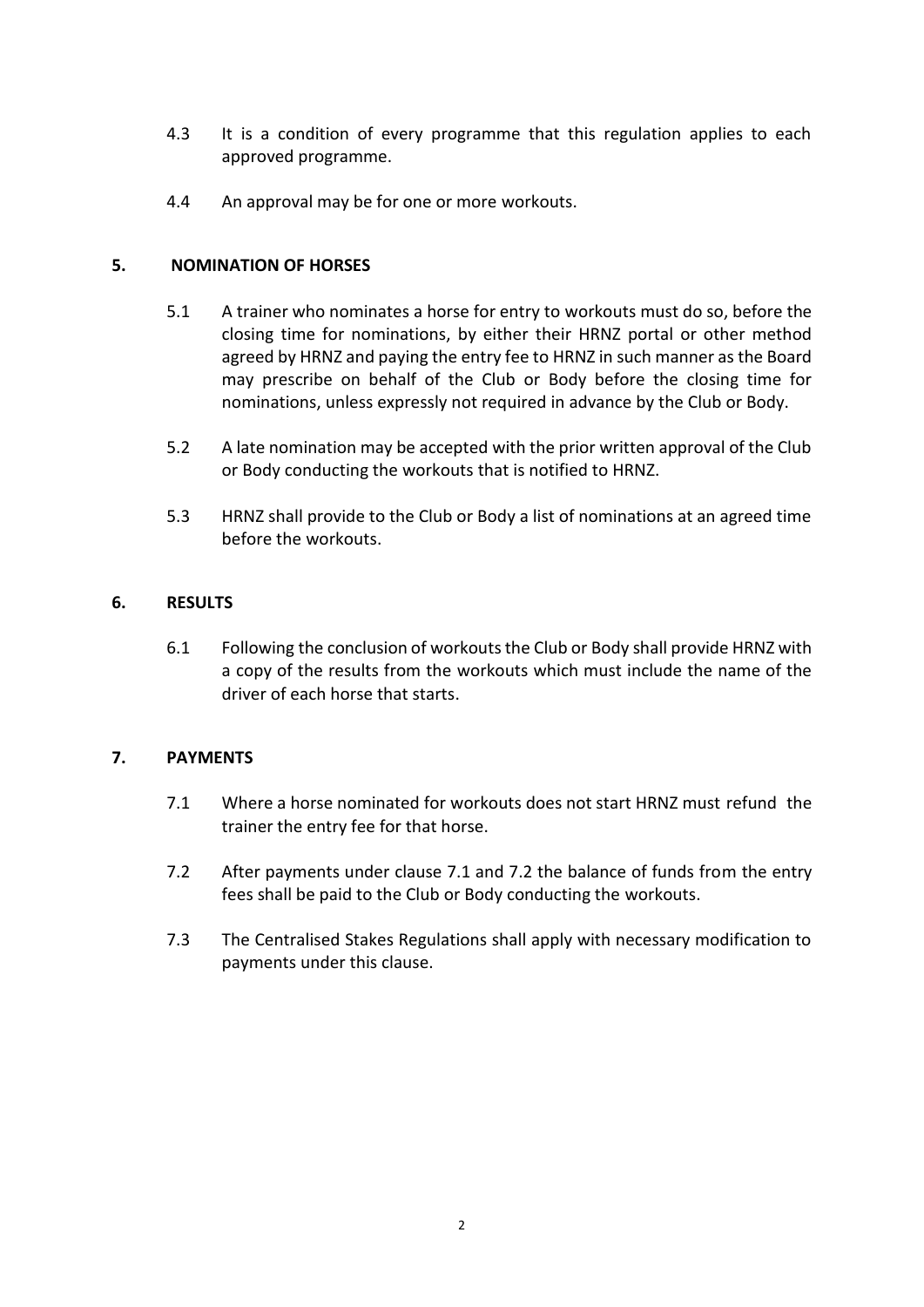4.3 It is a condition of every programme that this regulation applies to each approved programme.

4.4 An approval may be for one or more workouts.

## 5. NOMINATION OF HORSES

5.1 A trainer who nominates a horse for entry to workouts must do so, before the closing time for nominations, by either their HRNZ portal or other method agreed by HRNZ and paying the entry fee to HRNZ in such manner as the Board may prescribe on behalf of the Club or Body before the closing time for nominations, unless expressly not required in advance by the Club or Body.

5.2 A late nomination may be accepted with the prior written approval of the Club or Body conducting the workouts that is notified to HRNZ.

5.3 HRNZ shall provide to the Club or Body a list of nominations at an agreed time before the workouts.

## 6. RESULTS

6.1 Following the conclusion of workouts the Club or Body shall provide HRNZ with a copy of the results from the workouts which must include the name of the driver of each horse that starts.

## 7. PAYMENTS

7.1 Where a horse nominated for workouts does not start HRNZ must refund the trainer the entry fee for that horse.

7.2 After payments under clause 7.1 and 7.2 the balance of funds from the entry fees shall be paid to the Club or Body conducting the workouts.

7.3 The Centralised Stakes Regulations shall apply with necessary modification to payments under this clause.